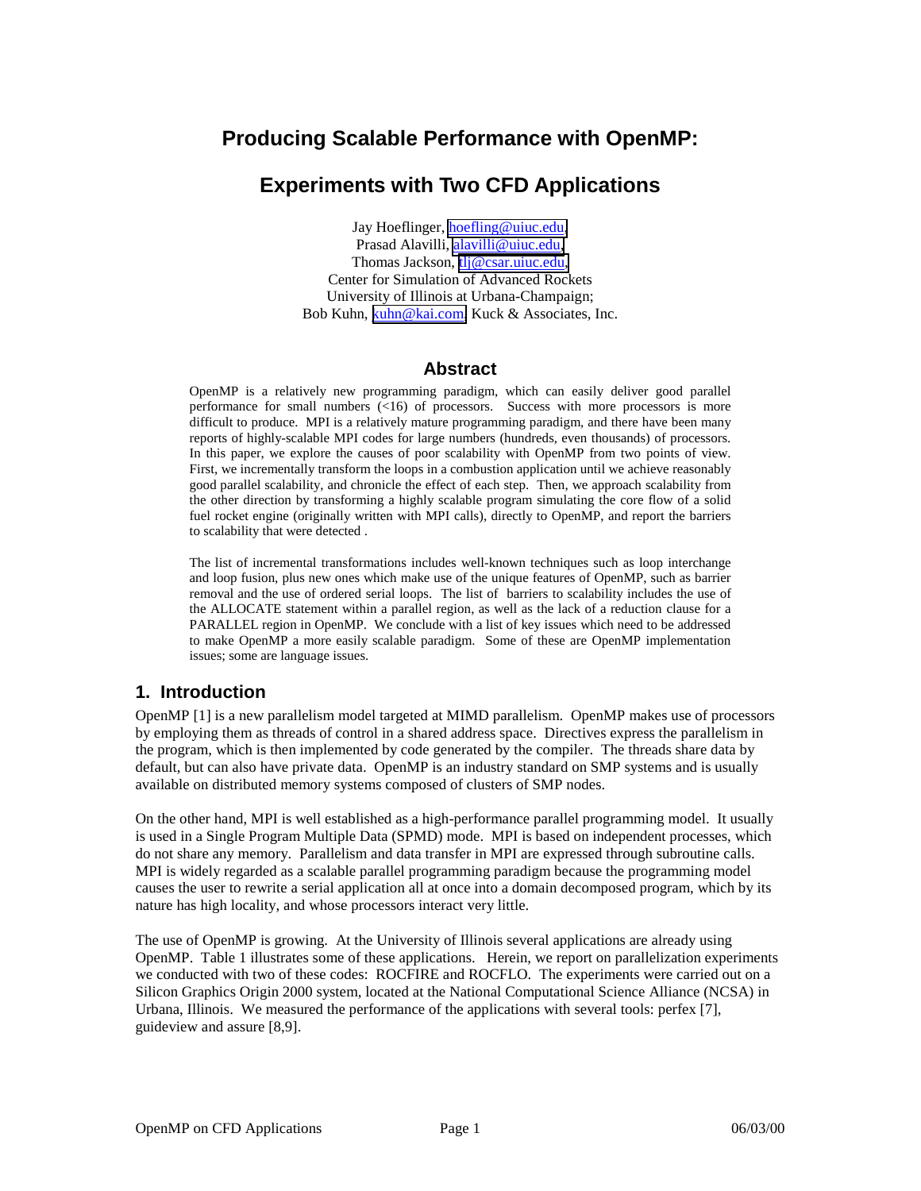# Producing Scalable Performance with OpenMP:

# Experiments with Two CFD Applications

Jay Hoeflinger, hoefling@uiuc.edu,
Prasad Alavilli, alavilli@uiuc.edu,
Thomas Jackson, tlj@csar.uiuc.edu,
Center for Simulation of Advanced Rockets
University of Illinois at Urbana-Champaign;
Bob Kuhn, kuhn@kai.com, Kuck & Associates, Inc.

## Abstract

OpenMP is a relatively new programming paradigm, which can easily deliver good parallel performance for small numbers (<16) of processors. Success with more processors is more difficult to produce. MPI is a relatively mature programming paradigm, and there have been many reports of highly-scalable MPI codes for large numbers (hundreds, even thousands) of processors. In this paper, we explore the causes of poor scalability with OpenMP from two points of view. First, we incrementally transform the loops in a combustion application until we achieve reasonably good parallel scalability, and chronicle the effect of each step. Then, we approach scalability from the other direction by transforming a highly scalable program simulating the core flow of a solid fuel rocket engine (originally written with MPI calls), directly to OpenMP, and report the barriers to scalability that were detected .

The list of incremental transformations includes well-known techniques such as loop interchange and loop fusion, plus new ones which make use of the unique features of OpenMP, such as barrier removal and the use of ordered serial loops. The list of barriers to scalability includes the use of the ALLOCATE statement within a parallel region, as well as the lack of a reduction clause for a PARALLEL region in OpenMP. We conclude with a list of key issues which need to be addressed to make OpenMP a more easily scalable paradigm. Some of these are OpenMP implementation issues; some are language issues.

## 1. Introduction

OpenMP [1] is a new parallelism model targeted at MIMD parallelism. OpenMP makes use of processors by employing them as threads of control in a shared address space. Directives express the parallelism in the program, which is then implemented by code generated by the compiler. The threads share data by default, but can also have private data. OpenMP is an industry standard on SMP systems and is usually available on distributed memory systems composed of clusters of SMP nodes.

On the other hand, MPI is well established as a high-performance parallel programming model. It usually is used in a Single Program Multiple Data (SPMD) mode. MPI is based on independent processes, which do not share any memory. Parallelism and data transfer in MPI are expressed through subroutine calls. MPI is widely regarded as a scalable parallel programming paradigm because the programming model causes the user to rewrite a serial application all at once into a domain decomposed program, which by its nature has high locality, and whose processors interact very little.

The use of OpenMP is growing. At the University of Illinois several applications are already using OpenMP. Table 1 illustrates some of these applications. Herein, we report on parallelization experiments we conducted with two of these codes: ROCFIRE and ROCFLO. The experiments were carried out on a Silicon Graphics Origin 2000 system, located at the National Computational Science Alliance (NCSA) in Urbana, Illinois. We measured the performance of the applications with several tools: perfex [7], guideview and assure [8,9].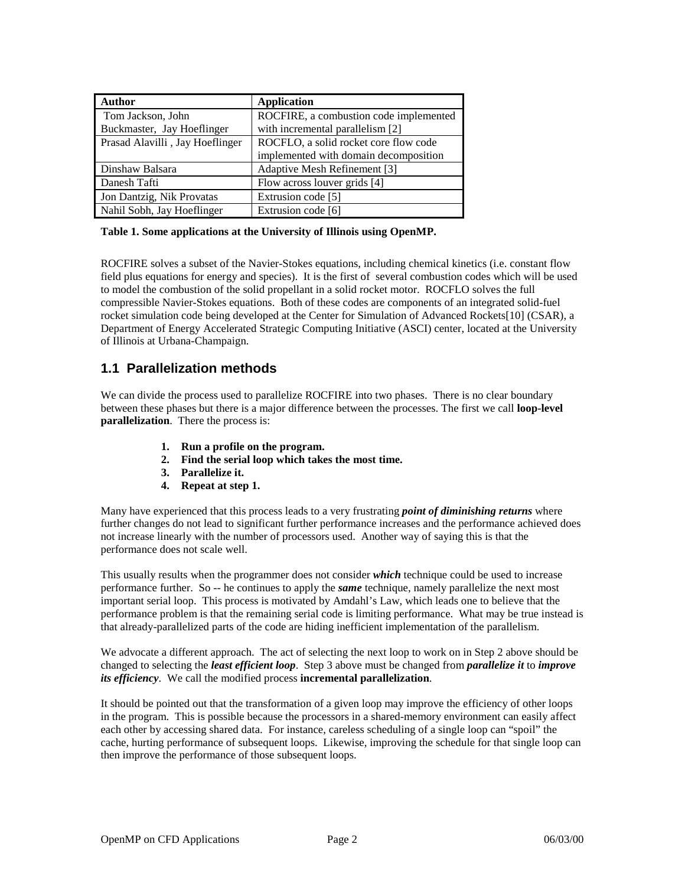| Author | Application |
|---|---|
| Tom Jackson, John Buckmaster, Jay Hoeflinger | ROCFIRE, a combustion code implemented with incremental parallelism [2] |
| Prasad Alavilli , Jay Hoeflinger | ROCFLO, a solid rocket core flow code implemented with domain decomposition |
| Dinshaw Balsara | Adaptive Mesh Refinement [3] |
| Danesh Tafti | Flow across louver grids [4] |
| Jon Dantzig, Nik Provatas | Extrusion code [5] |
| Nahil Sobh, Jay Hoeflinger | Extrusion code [6] |

**Table 1. Some applications at the University of Illinois using OpenMP.**

ROCFIRE solves a subset of the Navier-Stokes equations, including chemical kinetics (i.e. constant flow field plus equations for energy and species). It is the first of several combustion codes which will be used to model the combustion of the solid propellant in a solid rocket motor. ROCFLO solves the full compressible Navier-Stokes equations. Both of these codes are components of an integrated solid-fuel rocket simulation code being developed at the Center for Simulation of Advanced Rockets[10] (CSAR), a Department of Energy Accelerated Strategic Computing Initiative (ASCI) center, located at the University of Illinois at Urbana-Champaign.

## 1.1 Parallelization methods

We can divide the process used to parallelize ROCFIRE into two phases. There is no clear boundary between these phases but there is a major difference between the processes. The first we call **loop-level parallelization**. There the process is:

1. **Run a profile on the program.**
2. **Find the serial loop which takes the most time.**
3. **Parallelize it.**
4. **Repeat at step 1.**

Many have experienced that this process leads to a very frustrating ***point of diminishing returns*** where further changes do not lead to significant further performance increases and the performance achieved does not increase linearly with the number of processors used. Another way of saying this is that the performance does not scale well.

This usually results when the programmer does not consider ***which*** technique could be used to increase performance further. So -- he continues to apply the ***same*** technique, namely parallelize the next most important serial loop. This process is motivated by Amdahl's Law, which leads one to believe that the performance problem is that the remaining serial code is limiting performance. What may be true instead is that already-parallelized parts of the code are hiding inefficient implementation of the parallelism.

We advocate a different approach. The act of selecting the next loop to work on in Step 2 above should be changed to selecting the ***least efficient loop***. Step 3 above must be changed from ***parallelize it*** to ***improve its efficiency***. We call the modified process **incremental parallelization**.

It should be pointed out that the transformation of a given loop may improve the efficiency of other loops in the program. This is possible because the processors in a shared-memory environment can easily affect each other by accessing shared data. For instance, careless scheduling of a single loop can "spoil" the cache, hurting performance of subsequent loops. Likewise, improving the schedule for that single loop can then improve the performance of those subsequent loops.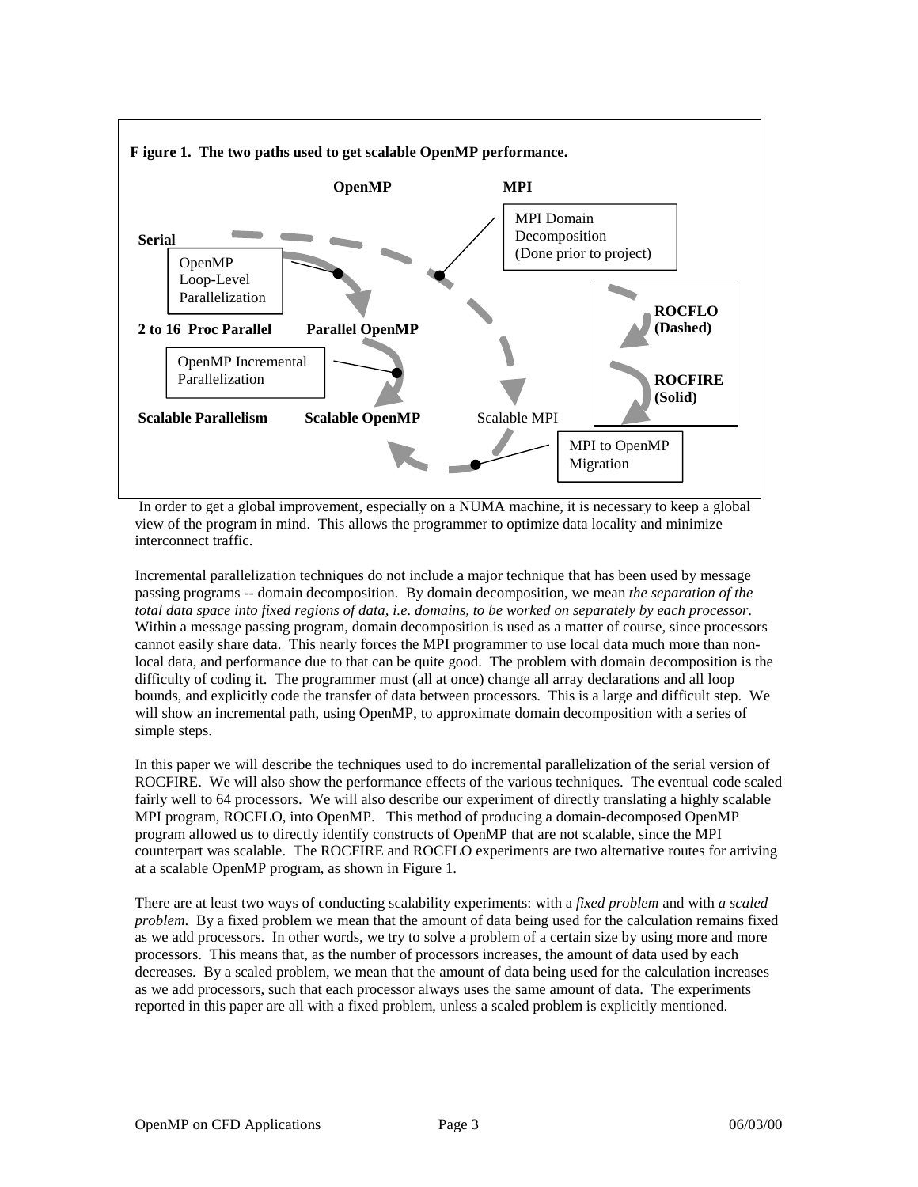**Figure 1. The two paths used to get scalable OpenMP performance.**

OpenMP | MPI

Serial

OpenMP Loop-Level Parallelization

MPI Domain Decomposition (Done prior to project)

2 to 16 Proc Parallel | Parallel OpenMP

OpenMP Incremental Parallelization

ROCFLO (Dashed)

ROCFIRE (Solid)

Scalable Parallelism | Scalable OpenMP | Scalable MPI

MPI to OpenMP Migration

In order to get a global improvement, especially on a NUMA machine, it is necessary to keep a global view of the program in mind. This allows the programmer to optimize data locality and minimize interconnect traffic.

Incremental parallelization techniques do not include a major technique that has been used by message passing programs -- domain decomposition. By domain decomposition, we mean *the separation of the total data space into fixed regions of data, i.e. domains, to be worked on separately by each processor*. Within a message passing program, domain decomposition is used as a matter of course, since processors cannot easily share data. This nearly forces the MPI programmer to use local data much more than non-local data, and performance due to that can be quite good. The problem with domain decomposition is the difficulty of coding it. The programmer must (all at once) change all array declarations and all loop bounds, and explicitly code the transfer of data between processors. This is a large and difficult step. We will show an incremental path, using OpenMP, to approximate domain decomposition with a series of simple steps.

In this paper we will describe the techniques used to do incremental parallelization of the serial version of ROCFIRE. We will also show the performance effects of the various techniques. The eventual code scaled fairly well to 64 processors. We will also describe our experiment of directly translating a highly scalable MPI program, ROCFLO, into OpenMP. This method of producing a domain-decomposed OpenMP program allowed us to directly identify constructs of OpenMP that are not scalable, since the MPI counterpart was scalable. The ROCFIRE and ROCFLO experiments are two alternative routes for arriving at a scalable OpenMP program, as shown in Figure 1.

There are at least two ways of conducting scalability experiments: with a *fixed problem* and with *a scaled problem*. By a fixed problem we mean that the amount of data being used for the calculation remains fixed as we add processors. In other words, we try to solve a problem of a certain size by using more and more processors. This means that, as the number of processors increases, the amount of data used by each decreases. By a scaled problem, we mean that the amount of data being used for the calculation increases as we add processors, such that each processor always uses the same amount of data. The experiments reported in this paper are all with a fixed problem, unless a scaled problem is explicitly mentioned.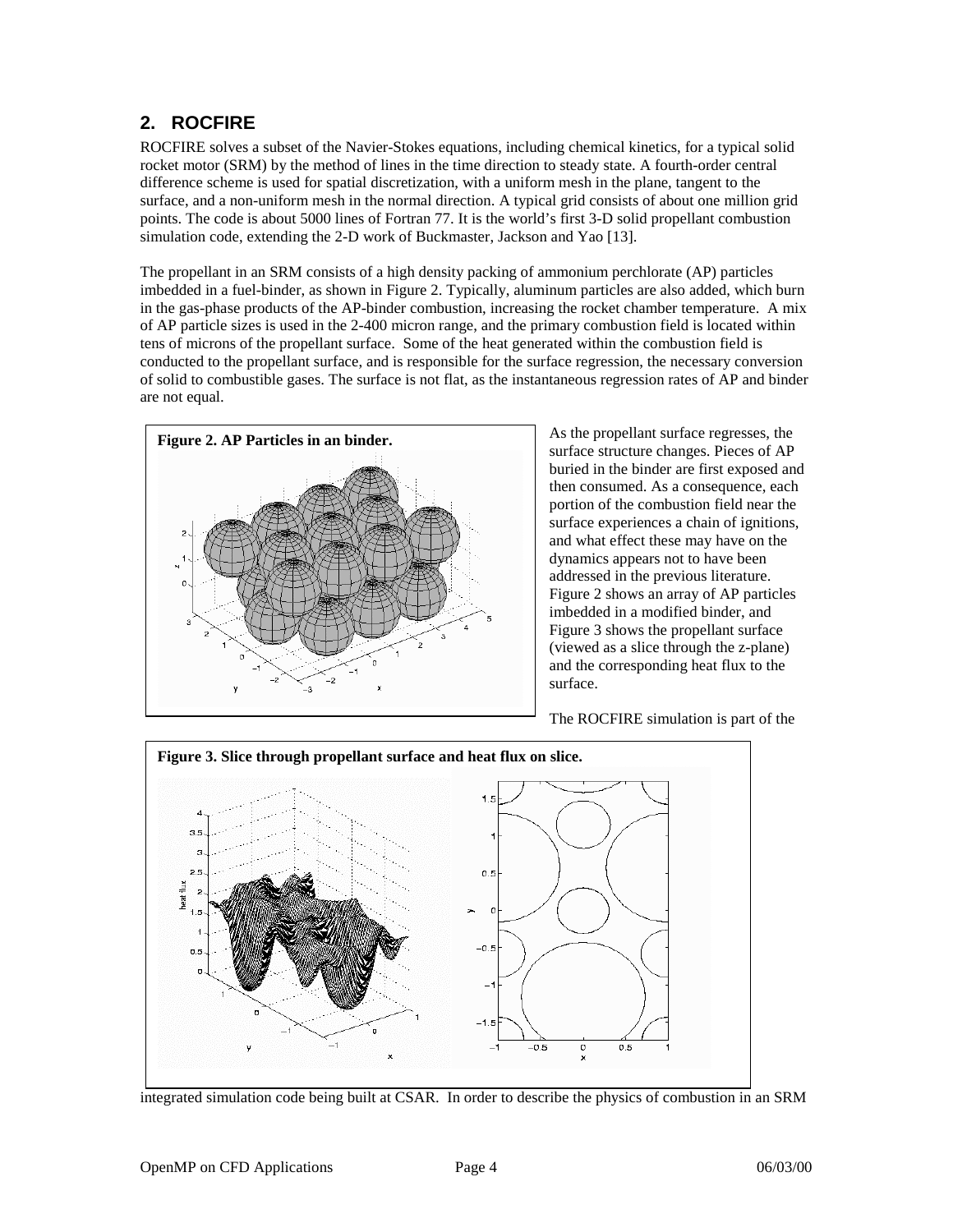## 2. ROCFIRE

ROCFIRE solves a subset of the Navier-Stokes equations, including chemical kinetics, for a typical solid rocket motor (SRM) by the method of lines in the time direction to steady state. A fourth-order central difference scheme is used for spatial discretization, with a uniform mesh in the plane, tangent to the surface, and a non-uniform mesh in the normal direction. A typical grid consists of about one million grid points. The code is about 5000 lines of Fortran 77. It is the world's first 3-D solid propellant combustion simulation code, extending the 2-D work of Buckmaster, Jackson and Yao [13].

The propellant in an SRM consists of a high density packing of ammonium perchlorate (AP) particles imbedded in a fuel-binder, as shown in Figure 2. Typically, aluminum particles are also added, which burn in the gas-phase products of the AP-binder combustion, increasing the rocket chamber temperature. A mix of AP particle sizes is used in the 2-400 micron range, and the primary combustion field is located within tens of microns of the propellant surface. Some of the heat generated within the combustion field is conducted to the propellant surface, and is responsible for the surface regression, the necessary conversion of solid to combustible gases. The surface is not flat, as the instantaneous regression rates of AP and binder are not equal.

**Figure 2. AP Particles in an binder.**

As the propellant surface regresses, the surface structure changes. Pieces of AP buried in the binder are first exposed and then consumed. As a consequence, each portion of the combustion field near the surface experiences a chain of ignitions, and what effect these may have on the dynamics appears not to have been addressed in the previous literature. Figure 2 shows an array of AP particles imbedded in a modified binder, and Figure 3 shows the propellant surface (viewed as a slice through the z-plane) and the corresponding heat flux to the surface.

**Figure 3. Slice through propellant surface and heat flux on slice.**

The ROCFIRE simulation is part of the integrated simulation code being built at CSAR. In order to describe the physics of combustion in an SRM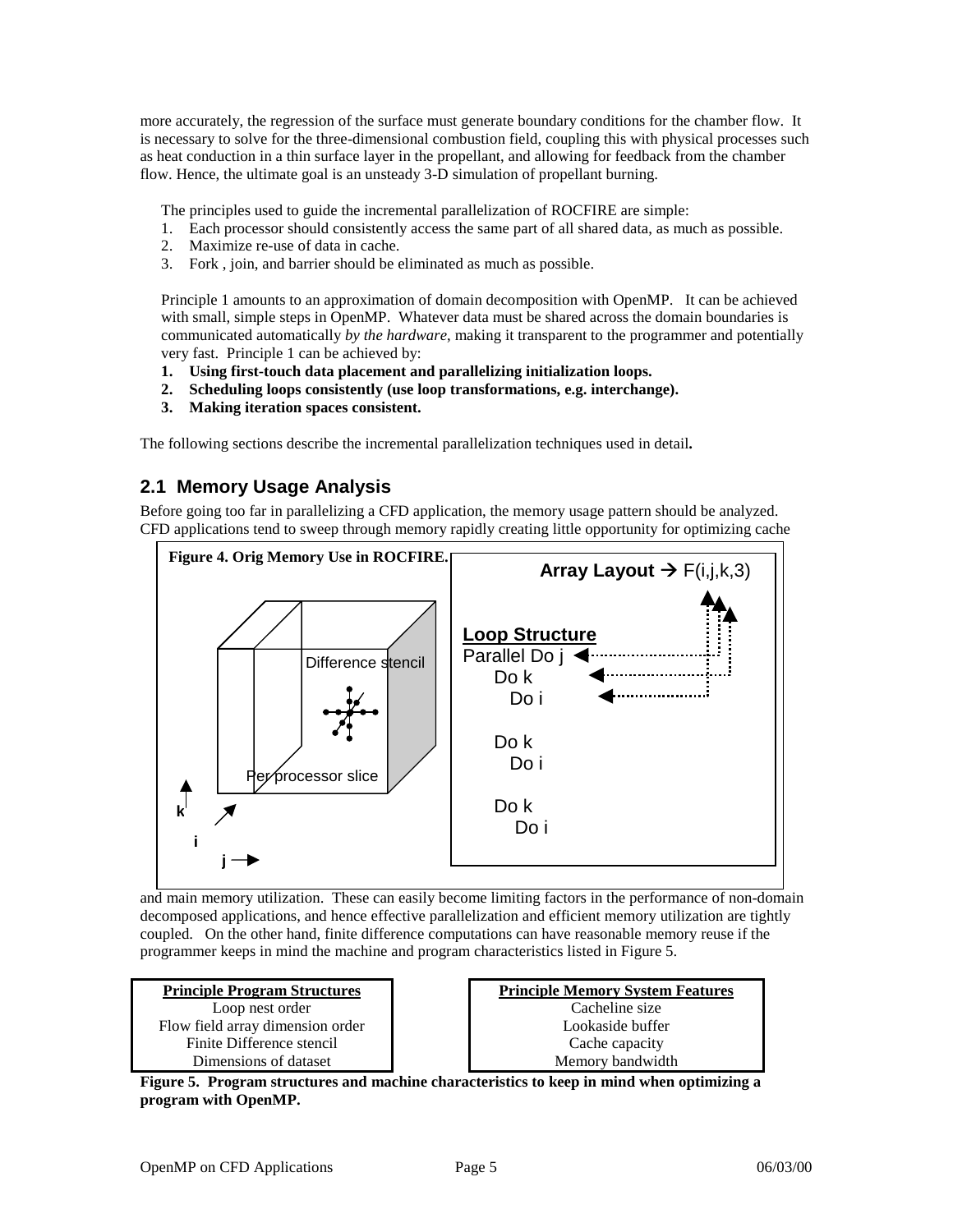more accurately, the regression of the surface must generate boundary conditions for the chamber flow. It is necessary to solve for the three-dimensional combustion field, coupling this with physical processes such as heat conduction in a thin surface layer in the propellant, and allowing for feedback from the chamber flow. Hence, the ultimate goal is an unsteady 3-D simulation of propellant burning.

The principles used to guide the incremental parallelization of ROCFIRE are simple:

1. Each processor should consistently access the same part of all shared data, as much as possible.
2. Maximize re-use of data in cache.
3. Fork , join, and barrier should be eliminated as much as possible.

Principle 1 amounts to an approximation of domain decomposition with OpenMP. It can be achieved with small, simple steps in OpenMP. Whatever data must be shared across the domain boundaries is communicated automatically *by the hardware*, making it transparent to the programmer and potentially very fast. Principle 1 can be achieved by:

1. **Using first-touch data placement and parallelizing initialization loops.**
2. **Scheduling loops consistently (use loop transformations, e.g. interchange).**
3. **Making iteration spaces consistent.**

The following sections describe the incremental parallelization techniques used in detail**.**

## 2.1 Memory Usage Analysis

Before going too far in parallelizing a CFD application, the memory usage pattern should be analyzed. CFD applications tend to sweep through memory rapidly creating little opportunity for optimizing cache

**Figure 4. Orig Memory Use in ROCFIRE.**

Difference stencil

Per processor slice

k, i, j

**Array Layout** → F(i,j,k,3)

**Loop Structure**

```
Parallel Do j
    Do k
      Do i

    Do k
      Do i

    Do k
      Do i
```

and main memory utilization. These can easily become limiting factors in the performance of non-domain decomposed applications, and hence effective parallelization and efficient memory utilization are tightly coupled. On the other hand, finite difference computations can have reasonable memory reuse if the programmer keeps in mind the machine and program characteristics listed in Figure 5.

| Principle Program Structures |
| --- |
| Loop nest order |
| Flow field array dimension order |
| Finite Difference stencil |
| Dimensions of dataset |

| Principle Memory System Features |
| --- |
| Cacheline size |
| Lookaside buffer |
| Cache capacity |
| Memory bandwidth |

**Figure 5. Program structures and machine characteristics to keep in mind when optimizing a program with OpenMP.**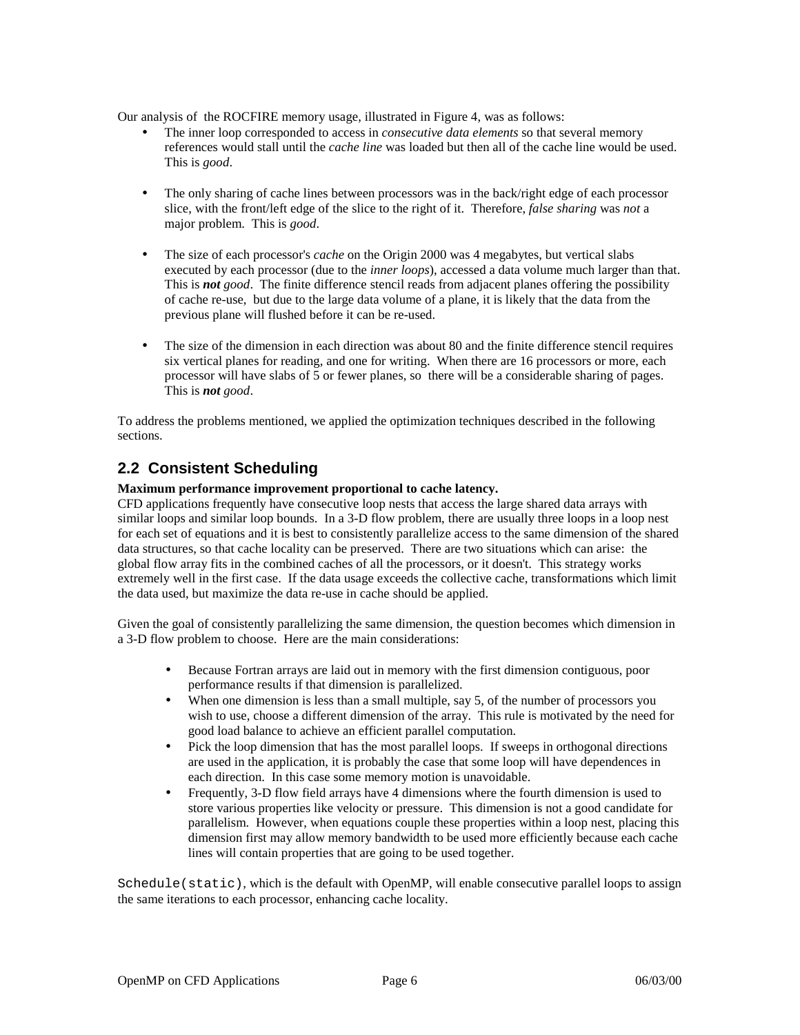Our analysis of the ROCFIRE memory usage, illustrated in Figure 4, was as follows:

- The inner loop corresponded to access in *consecutive data elements* so that several memory references would stall until the *cache line* was loaded but then all of the cache line would be used. This is *good*.

- The only sharing of cache lines between processors was in the back/right edge of each processor slice, with the front/left edge of the slice to the right of it. Therefore, *false sharing* was *not* a major problem. This is *good*.

- The size of each processor's *cache* on the Origin 2000 was 4 megabytes, but vertical slabs executed by each processor (due to the *inner loops*), accessed a data volume much larger than that. This is ***not*** *good*. The finite difference stencil reads from adjacent planes offering the possibility of cache re-use, but due to the large data volume of a plane, it is likely that the data from the previous plane will flushed before it can be re-used.

- The size of the dimension in each direction was about 80 and the finite difference stencil requires six vertical planes for reading, and one for writing. When there are 16 processors or more, each processor will have slabs of 5 or fewer planes, so there will be a considerable sharing of pages. This is ***not*** *good*.

To address the problems mentioned, we applied the optimization techniques described in the following sections.

## 2.2 Consistent Scheduling

**Maximum performance improvement proportional to cache latency.**

CFD applications frequently have consecutive loop nests that access the large shared data arrays with similar loops and similar loop bounds. In a 3-D flow problem, there are usually three loops in a loop nest for each set of equations and it is best to consistently parallelize access to the same dimension of the shared data structures, so that cache locality can be preserved. There are two situations which can arise: the global flow array fits in the combined caches of all the processors, or it doesn't. This strategy works extremely well in the first case. If the data usage exceeds the collective cache, transformations which limit the data used, but maximize the data re-use in cache should be applied.

Given the goal of consistently parallelizing the same dimension, the question becomes which dimension in a 3-D flow problem to choose. Here are the main considerations:

- Because Fortran arrays are laid out in memory with the first dimension contiguous, poor performance results if that dimension is parallelized.
- When one dimension is less than a small multiple, say 5, of the number of processors you wish to use, choose a different dimension of the array. This rule is motivated by the need for good load balance to achieve an efficient parallel computation.
- Pick the loop dimension that has the most parallel loops. If sweeps in orthogonal directions are used in the application, it is probably the case that some loop will have dependences in each direction. In this case some memory motion is unavoidable.
- Frequently, 3-D flow field arrays have 4 dimensions where the fourth dimension is used to store various properties like velocity or pressure. This dimension is not a good candidate for parallelism. However, when equations couple these properties within a loop nest, placing this dimension first may allow memory bandwidth to be used more efficiently because each cache lines will contain properties that are going to be used together.

`Schedule(static)`, which is the default with OpenMP, will enable consecutive parallel loops to assign the same iterations to each processor, enhancing cache locality.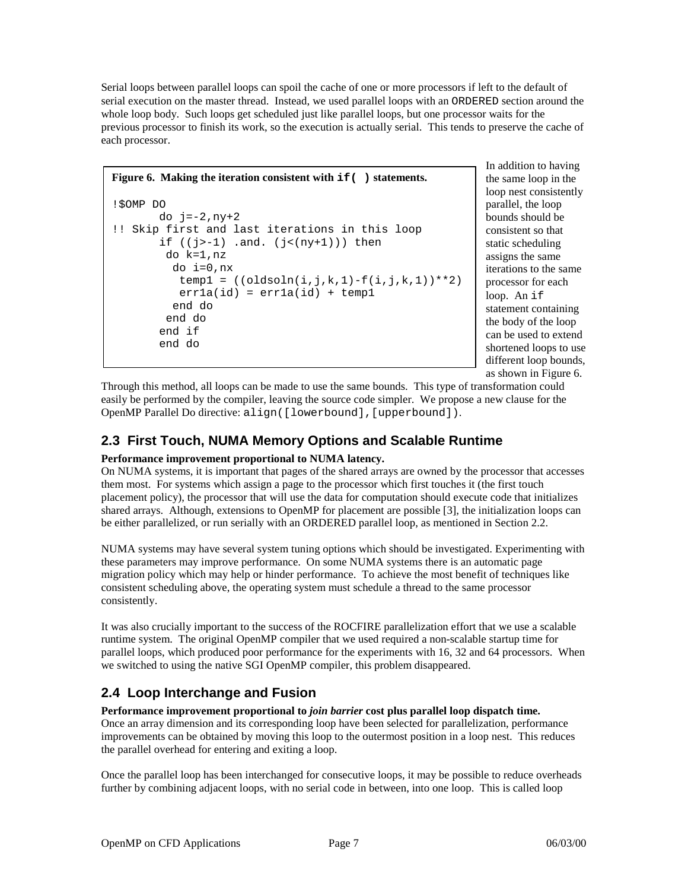Serial loops between parallel loops can spoil the cache of one or more processors if left to the default of serial execution on the master thread. Instead, we used parallel loops with an `ORDERED` section around the whole loop body. Such loops get scheduled just like parallel loops, but one processor waits for the previous processor to finish its work, so the execution is actually serial. This tends to preserve the cache of each processor.

**Figure 6. Making the iteration consistent with `if( )` statements.**

```
!$OMP DO
      do j=-2,ny+2
!! Skip first and last iterations in this loop
      if ((j>-1) .and. (j<(ny+1))) then
       do k=1,nz
        do i=0,nx
         temp1 = ((oldsoln(i,j,k,1)-f(i,j,k,1))**2)
         err1a(id) = err1a(id) + temp1
        end do
       end do
      end if
      end do
```

In addition to having the same loop in the loop nest consistently parallel, the loop bounds should be consistent so that static scheduling assigns the same iterations to the same processor for each loop. An `if` statement containing the body of the loop can be used to extend shortened loops to use different loop bounds, as shown in Figure 6. Through this method, all loops can be made to use the same bounds. This type of transformation could easily be performed by the compiler, leaving the source code simpler. We propose a new clause for the OpenMP Parallel Do directive: `align([lowerbound],[upperbound])`.

## 2.3 First Touch, NUMA Memory Options and Scalable Runtime

**Performance improvement proportional to NUMA latency.**
On NUMA systems, it is important that pages of the shared arrays are owned by the processor that accesses them most. For systems which assign a page to the processor which first touches it (the first touch placement policy), the processor that will use the data for computation should execute code that initializes shared arrays. Although, extensions to OpenMP for placement are possible [3], the initialization loops can be either parallelized, or run serially with an ORDERED parallel loop, as mentioned in Section 2.2.

NUMA systems may have several system tuning options which should be investigated. Experimenting with these parameters may improve performance. On some NUMA systems there is an automatic page migration policy which may help or hinder performance. To achieve the most benefit of techniques like consistent scheduling above, the operating system must schedule a thread to the same processor consistently.

It was also crucially important to the success of the ROCFIRE parallelization effort that we use a scalable runtime system. The original OpenMP compiler that we used required a non-scalable startup time for parallel loops, which produced poor performance for the experiments with 16, 32 and 64 processors. When we switched to using the native SGI OpenMP compiler, this problem disappeared.

## 2.4 Loop Interchange and Fusion

**Performance improvement proportional to *join barrier* cost plus parallel loop dispatch time.**
Once an array dimension and its corresponding loop have been selected for parallelization, performance improvements can be obtained by moving this loop to the outermost position in a loop nest. This reduces the parallel overhead for entering and exiting a loop.

Once the parallel loop has been interchanged for consecutive loops, it may be possible to reduce overheads further by combining adjacent loops, with no serial code in between, into one loop. This is called loop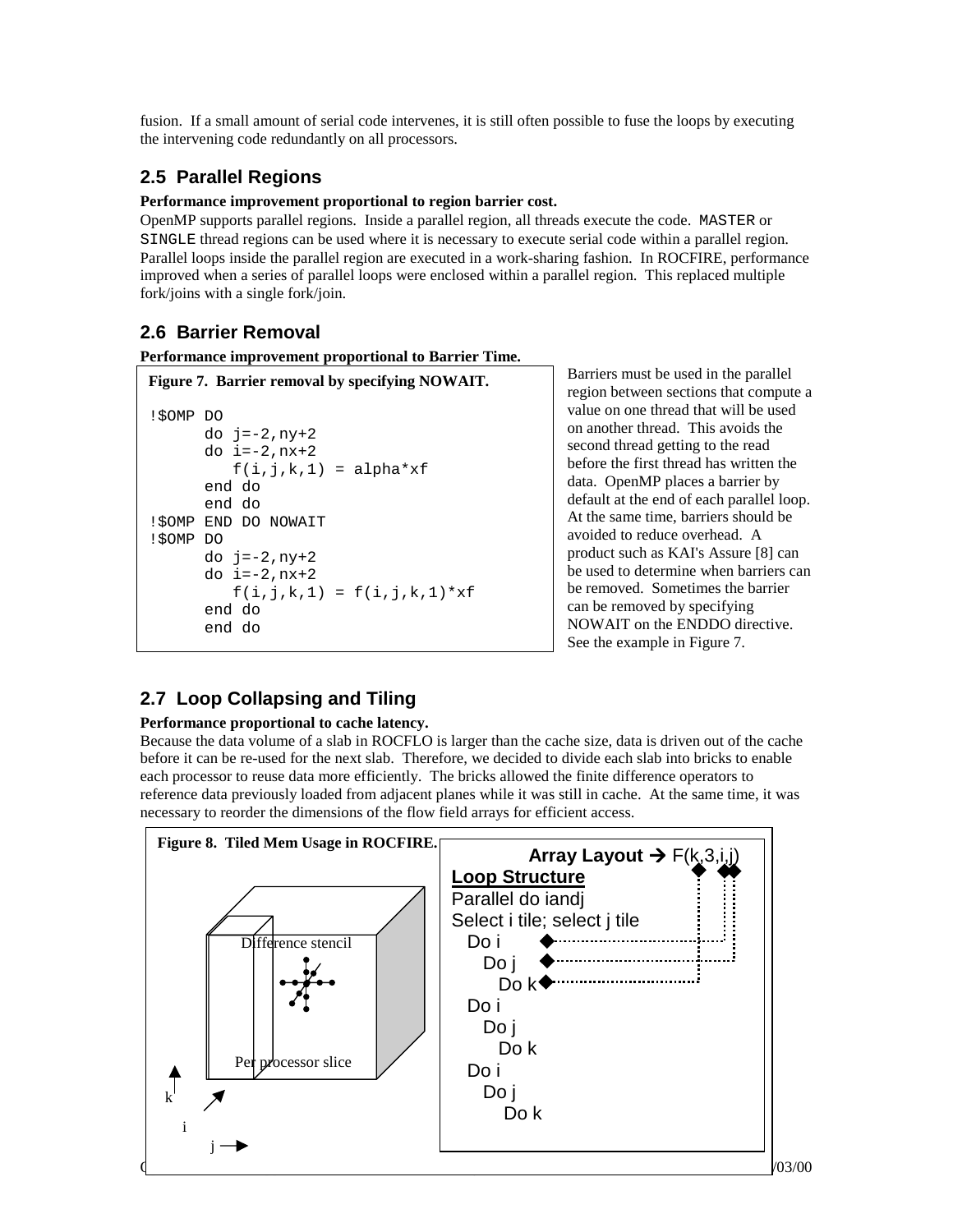fusion. If a small amount of serial code intervenes, it is still often possible to fuse the loops by executing the intervening code redundantly on all processors.

## 2.5 Parallel Regions

**Performance improvement proportional to region barrier cost.**

OpenMP supports parallel regions. Inside a parallel region, all threads execute the code. `MASTER` or `SINGLE` thread regions can be used where it is necessary to execute serial code within a parallel region. Parallel loops inside the parallel region are executed in a work-sharing fashion. In ROCFIRE, performance improved when a series of parallel loops were enclosed within a parallel region. This replaced multiple fork/joins with a single fork/join.

## 2.6 Barrier Removal

**Performance improvement proportional to Barrier Time.**

**Figure 7. Barrier removal by specifying NOWAIT.**

```
!$OMP DO
      do j=-2,ny+2
      do i=-2,nx+2
         f(i,j,k,1) = alpha*xf
      end do
      end do
!$OMP END DO NOWAIT
!$OMP DO
      do j=-2,ny+2
      do i=-2,nx+2
         f(i,j,k,1) = f(i,j,k,1)*xf
      end do
      end do
```

Barriers must be used in the parallel region between sections that compute a value on one thread that will be used on another thread. This avoids the second thread getting to the read before the first thread has written the data. OpenMP places a barrier by default at the end of each parallel loop. At the same time, barriers should be avoided to reduce overhead. A product such as KAI's Assure [8] can be used to determine when barriers can be removed. Sometimes the barrier can be removed by specifying NOWAIT on the ENDDO directive. See the example in Figure 7.

## 2.7 Loop Collapsing and Tiling

**Performance proportional to cache latency.**

Because the data volume of a slab in ROCFLO is larger than the cache size, data is driven out of the cache before it can be re-used for the next slab. Therefore, we decided to divide each slab into bricks to enable each processor to reuse data more efficiently. The bricks allowed the finite difference operators to reference data previously loaded from adjacent planes while it was still in cache. At the same time, it was necessary to reorder the dimensions of the flow field arrays for efficient access.

**Figure 8. Tiled Mem Usage in ROCFIRE.**

Difference stencil

Per processor slice

k, i, j

**Array Layout → F(k,3,i,j)**

**Loop Structure**

```
Parallel do iandj
Select i tile; select j tile
  Do i
    Do j
      Do k
  Do i
    Do j
      Do k
  Do i
    Do j
      Do k
```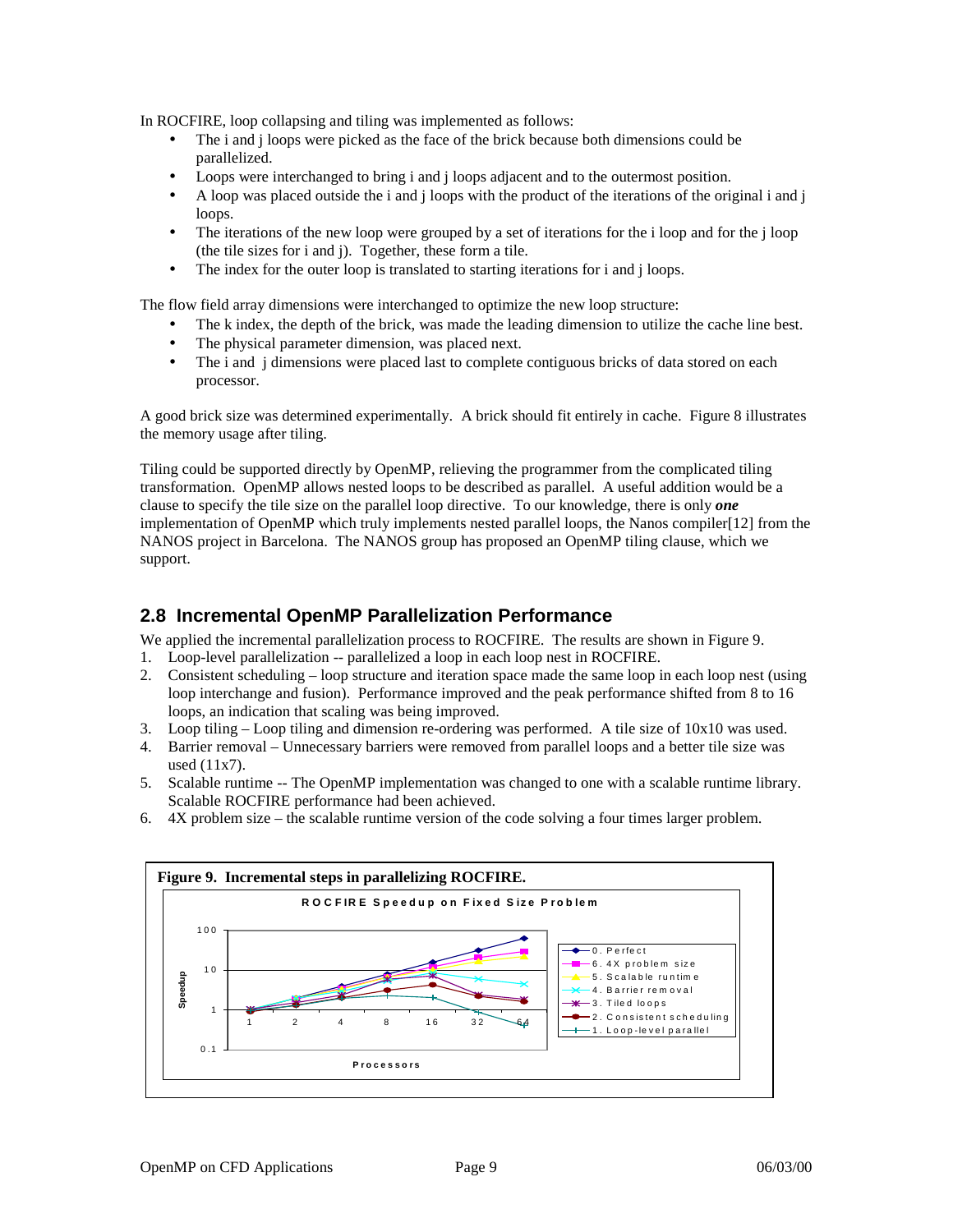In ROCFIRE, loop collapsing and tiling was implemented as follows:

- The i and j loops were picked as the face of the brick because both dimensions could be parallelized.
- Loops were interchanged to bring i and j loops adjacent and to the outermost position.
- A loop was placed outside the i and j loops with the product of the iterations of the original i and j loops.
- The iterations of the new loop were grouped by a set of iterations for the i loop and for the j loop (the tile sizes for i and j). Together, these form a tile.
- The index for the outer loop is translated to starting iterations for i and j loops.

The flow field array dimensions were interchanged to optimize the new loop structure:

- The k index, the depth of the brick, was made the leading dimension to utilize the cache line best.
- The physical parameter dimension, was placed next.
- The i and j dimensions were placed last to complete contiguous bricks of data stored on each processor.

A good brick size was determined experimentally. A brick should fit entirely in cache. Figure 8 illustrates the memory usage after tiling.

Tiling could be supported directly by OpenMP, relieving the programmer from the complicated tiling transformation. OpenMP allows nested loops to be described as parallel. A useful addition would be a clause to specify the tile size on the parallel loop directive. To our knowledge, there is only ***one*** implementation of OpenMP which truly implements nested parallel loops, the Nanos compiler[12] from the NANOS project in Barcelona. The NANOS group has proposed an OpenMP tiling clause, which we support.

## 2.8 Incremental OpenMP Parallelization Performance

We applied the incremental parallelization process to ROCFIRE. The results are shown in Figure 9.

1. Loop-level parallelization -- parallelized a loop in each loop nest in ROCFIRE.
2. Consistent scheduling – loop structure and iteration space made the same loop in each loop nest (using loop interchange and fusion). Performance improved and the peak performance shifted from 8 to 16 loops, an indication that scaling was being improved.
3. Loop tiling – Loop tiling and dimension re-ordering was performed. A tile size of 10x10 was used.
4. Barrier removal – Unnecessary barriers were removed from parallel loops and a better tile size was used (11x7).
5. Scalable runtime -- The OpenMP implementation was changed to one with a scalable runtime library. Scalable ROCFIRE performance had been achieved.
6. 4X problem size – the scalable runtime version of the code solving a four times larger problem.

**Figure 9. Incremental steps in parallelizing ROCFIRE.**

ROCFIRE Speedup on Fixed Size Problem

(Chart: Speedup vs. Processors (1, 2, 4, 8, 16, 32, 64), log scale 0.1–100. Series: 0. Perfect; 6. 4X problem size; 5. Scalable runtime; 4. Barrier removal; 3. Tiled loops; 2. Consistent scheduling; 1. Loop-level parallel)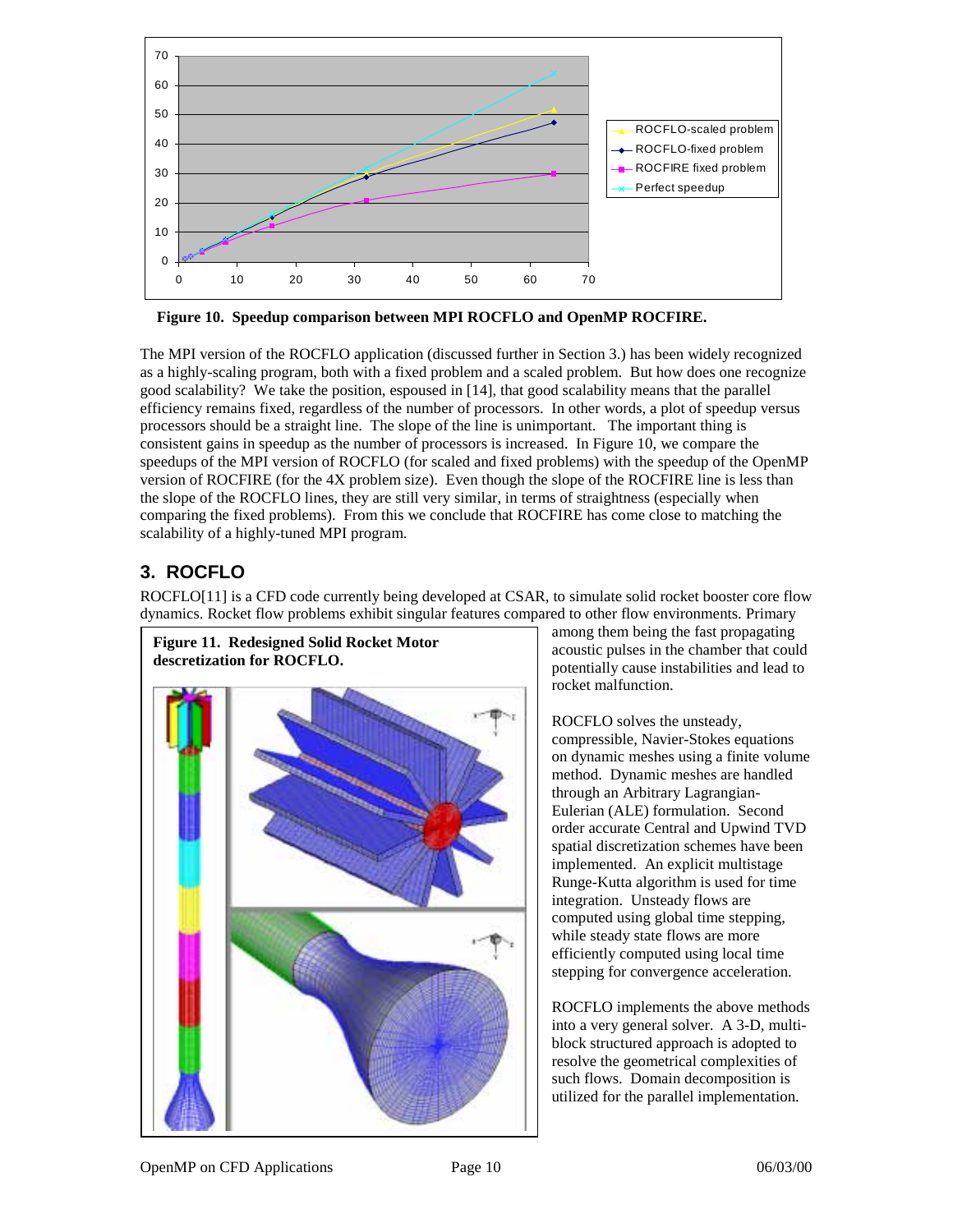**Figure 10. Speedup comparison between MPI ROCFLO and OpenMP ROCFIRE.**

The MPI version of the ROCFLO application (discussed further in Section 3.) has been widely recognized as a highly-scaling program, both with a fixed problem and a scaled problem. But how does one recognize good scalability? We take the position, espoused in [14], that good scalability means that the parallel efficiency remains fixed, regardless of the number of processors. In other words, a plot of speedup versus processors should be a straight line. The slope of the line is unimportant. The important thing is consistent gains in speedup as the number of processors is increased. In Figure 10, we compare the speedups of the MPI version of ROCFLO (for scaled and fixed problems) with the speedup of the OpenMP version of ROCFIRE (for the 4X problem size). Even though the slope of the ROCFIRE line is less than the slope of the ROCFLO lines, they are still very similar, in terms of straightness (especially when comparing the fixed problems). From this we conclude that ROCFIRE has come close to matching the scalability of a highly-tuned MPI program.

## 3. ROCFLO

ROCFLO[11] is a CFD code currently being developed at CSAR, to simulate solid rocket booster core flow dynamics. Rocket flow problems exhibit singular features compared to other flow environments. Primary among them being the fast propagating acoustic pulses in the chamber that could potentially cause instabilities and lead to rocket malfunction.

**Figure 11. Redesigned Solid Rocket Motor descretization for ROCFLO.**

ROCFLO solves the unsteady, compressible, Navier-Stokes equations on dynamic meshes using a finite volume method. Dynamic meshes are handled through an Arbitrary Lagrangian-Eulerian (ALE) formulation. Second order accurate Central and Upwind TVD spatial discretization schemes have been implemented. An explicit multistage Runge-Kutta algorithm is used for time integration. Unsteady flows are computed using global time stepping, while steady state flows are more efficiently computed using local time stepping for convergence acceleration.

ROCFLO implements the above methods into a very general solver. A 3-D, multi-block structured approach is adopted to resolve the geometrical complexities of such flows. Domain decomposition is utilized for the parallel implementation.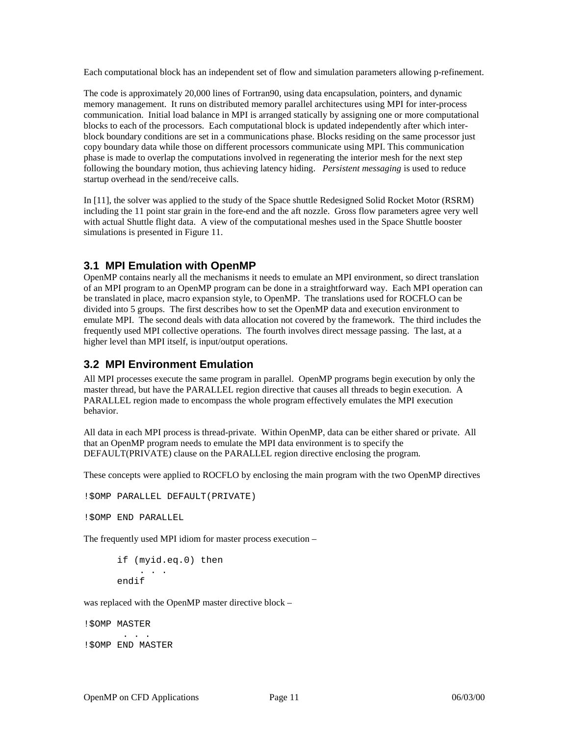Each computational block has an independent set of flow and simulation parameters allowing p-refinement.

The code is approximately 20,000 lines of Fortran90, using data encapsulation, pointers, and dynamic memory management. It runs on distributed memory parallel architectures using MPI for inter-process communication. Initial load balance in MPI is arranged statically by assigning one or more computational blocks to each of the processors. Each computational block is updated independently after which inter-block boundary conditions are set in a communications phase. Blocks residing on the same processor just copy boundary data while those on different processors communicate using MPI. This communication phase is made to overlap the computations involved in regenerating the interior mesh for the next step following the boundary motion, thus achieving latency hiding. *Persistent messaging* is used to reduce startup overhead in the send/receive calls.

In [11], the solver was applied to the study of the Space shuttle Redesigned Solid Rocket Motor (RSRM) including the 11 point star grain in the fore-end and the aft nozzle. Gross flow parameters agree very well with actual Shuttle flight data. A view of the computational meshes used in the Space Shuttle booster simulations is presented in Figure 11.

## 3.1 MPI Emulation with OpenMP

OpenMP contains nearly all the mechanisms it needs to emulate an MPI environment, so direct translation of an MPI program to an OpenMP program can be done in a straightforward way. Each MPI operation can be translated in place, macro expansion style, to OpenMP. The translations used for ROCFLO can be divided into 5 groups. The first describes how to set the OpenMP data and execution environment to emulate MPI. The second deals with data allocation not covered by the framework. The third includes the frequently used MPI collective operations. The fourth involves direct message passing. The last, at a higher level than MPI itself, is input/output operations.

## 3.2 MPI Environment Emulation

All MPI processes execute the same program in parallel. OpenMP programs begin execution by only the master thread, but have the PARALLEL region directive that causes all threads to begin execution. A PARALLEL region made to encompass the whole program effectively emulates the MPI execution behavior.

All data in each MPI process is thread-private. Within OpenMP, data can be either shared or private. All that an OpenMP program needs to emulate the MPI data environment is to specify the DEFAULT(PRIVATE) clause on the PARALLEL region directive enclosing the program.

These concepts were applied to ROCFLO by enclosing the main program with the two OpenMP directives

```
!$OMP PARALLEL DEFAULT(PRIVATE)

!$OMP END PARALLEL
```

The frequently used MPI idiom for master process execution –

```
      if (myid.eq.0) then
          . . .
      endif
```

was replaced with the OpenMP master directive block –

```
!$OMP MASTER
      . . .
!$OMP END MASTER
```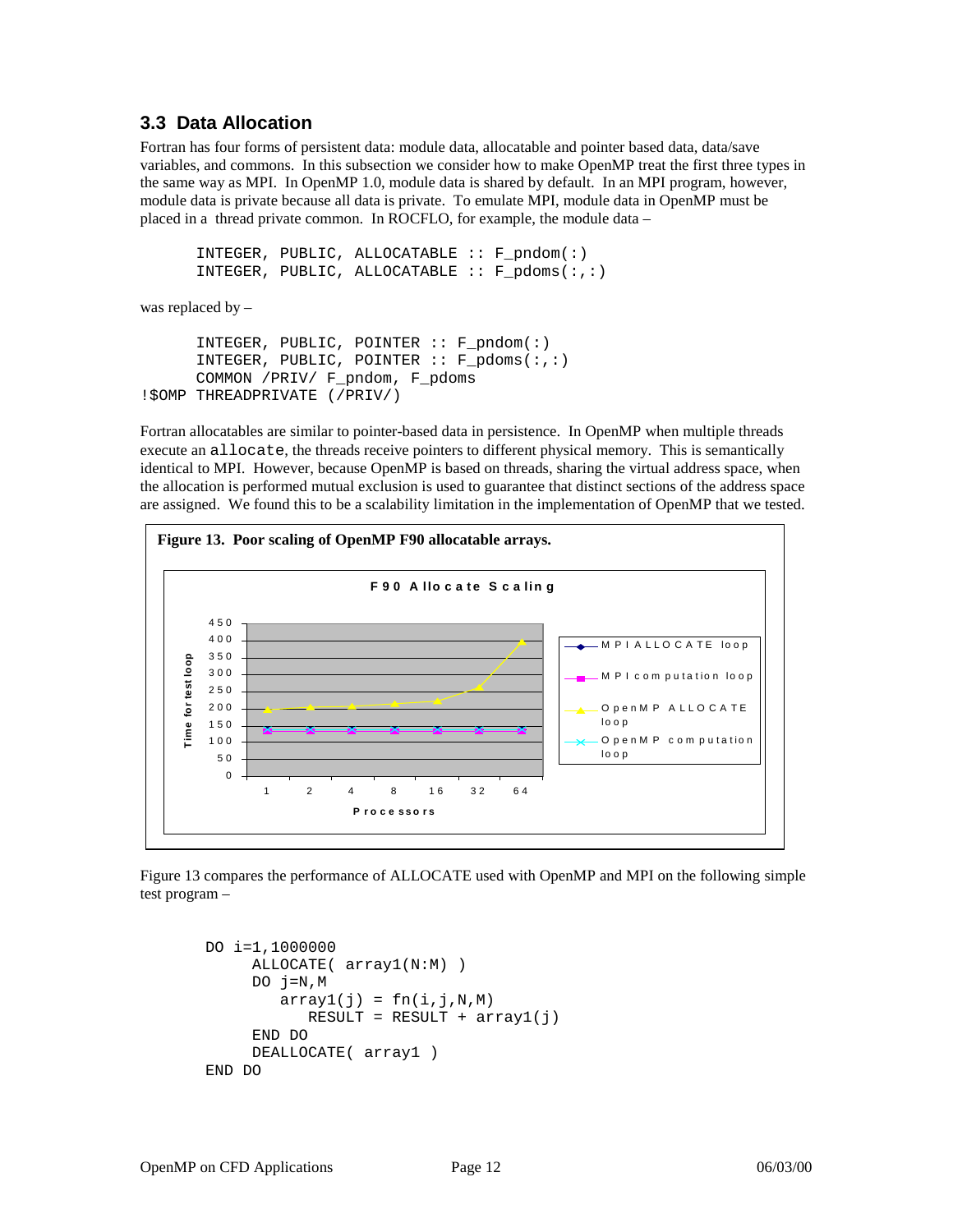## 3.3 Data Allocation

Fortran has four forms of persistent data: module data, allocatable and pointer based data, data/save variables, and commons. In this subsection we consider how to make OpenMP treat the first three types in the same way as MPI. In OpenMP 1.0, module data is shared by default. In an MPI program, however, module data is private because all data is private. To emulate MPI, module data in OpenMP must be placed in a thread private common. In ROCFLO, for example, the module data –

```
      INTEGER, PUBLIC, ALLOCATABLE :: F_pndom(:)
      INTEGER, PUBLIC, ALLOCATABLE :: F_pdoms(:,:)
```

was replaced by –

```
      INTEGER, PUBLIC, POINTER :: F_pndom(:)
      INTEGER, PUBLIC, POINTER :: F_pdoms(:,:)
      COMMON /PRIV/ F_pndom, F_pdoms
!$OMP THREADPRIVATE (/PRIV/)
```

Fortran allocatables are similar to pointer-based data in persistence. In OpenMP when multiple threads execute an `allocate`, the threads receive pointers to different physical memory. This is semantically identical to MPI. However, because OpenMP is based on threads, sharing the virtual address space, when the allocation is performed mutual exclusion is used to guarantee that distinct sections of the address space are assigned. We found this to be a scalability limitation in the implementation of OpenMP that we tested.

**Figure 13. Poor scaling of OpenMP F90 allocatable arrays.**

Figure 13 compares the performance of ALLOCATE used with OpenMP and MPI on the following simple test program –

```
DO i=1,1000000
     ALLOCATE( array1(N:M) )
     DO j=N,M
        array1(j) = fn(i,j,N,M)
           RESULT = RESULT + array1(j)
     END DO
     DEALLOCATE( array1 )
END DO
```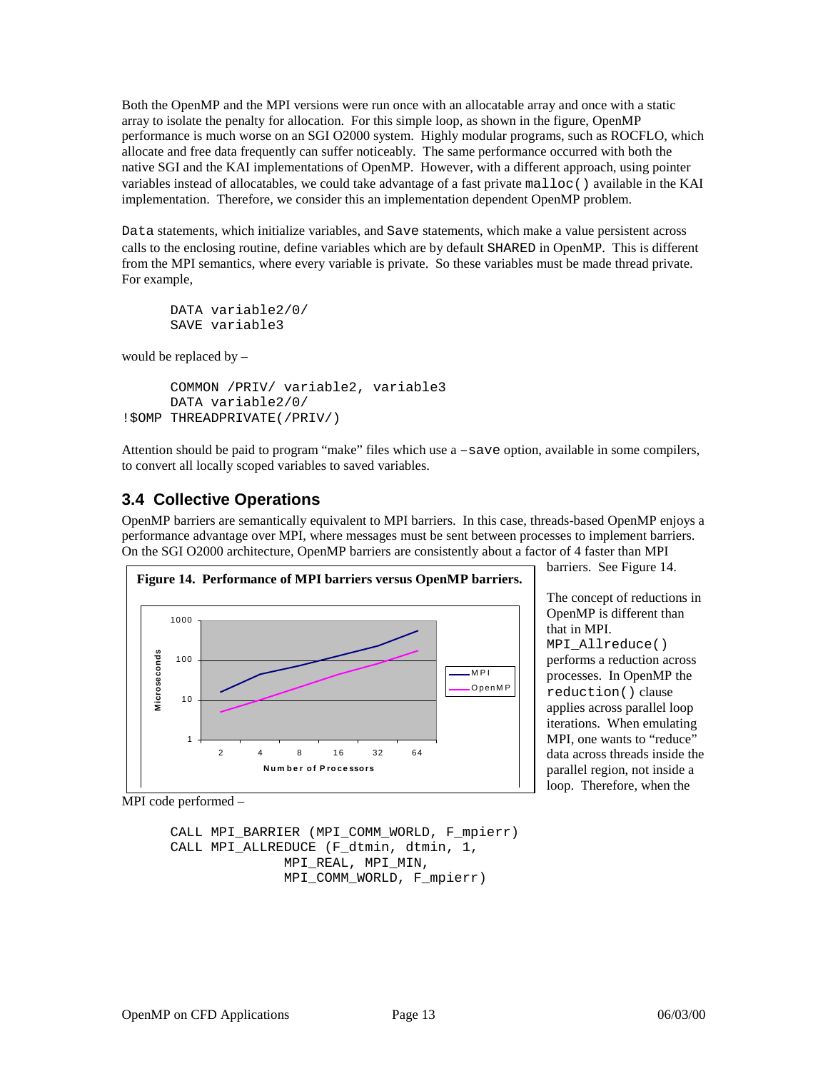Both the OpenMP and the MPI versions were run once with an allocatable array and once with a static array to isolate the penalty for allocation. For this simple loop, as shown in the figure, OpenMP performance is much worse on an SGI O2000 system. Highly modular programs, such as ROCFLO, which allocate and free data frequently can suffer noticeably. The same performance occurred with both the native SGI and the KAI implementations of OpenMP. However, with a different approach, using pointer variables instead of allocatables, we could take advantage of a fast private `malloc()` available in the KAI implementation. Therefore, we consider this an implementation dependent OpenMP problem.

`Data` statements, which initialize variables, and `Save` statements, which make a value persistent across calls to the enclosing routine, define variables which are by default `SHARED` in OpenMP. This is different from the MPI semantics, where every variable is private. So these variables must be made thread private. For example,

```
      DATA variable2/0/
      SAVE variable3
```

would be replaced by –

```
      COMMON /PRIV/ variable2, variable3
      DATA variable2/0/
!$OMP THREADPRIVATE(/PRIV/)
```

Attention should be paid to program "make" files which use a `–save` option, available in some compilers, to convert all locally scoped variables to saved variables.

## 3.4 Collective Operations

OpenMP barriers are semantically equivalent to MPI barriers. In this case, threads-based OpenMP enjoys a performance advantage over MPI, where messages must be sent between processes to implement barriers. On the SGI O2000 architecture, OpenMP barriers are consistently about a factor of 4 faster than MPI barriers. See Figure 14.

**Figure 14. Performance of MPI barriers versus OpenMP barriers.**

The concept of reductions in OpenMP is different than that in MPI. `MPI_Allreduce()` performs a reduction across processes. In OpenMP the `reduction()` clause applies across parallel loop iterations. When emulating MPI, one wants to "reduce" data across threads inside the parallel region, not inside a loop. Therefore, when the MPI code performed –

```
      CALL MPI_BARRIER (MPI_COMM_WORLD, F_mpierr)
      CALL MPI_ALLREDUCE (F_dtmin, dtmin, 1,
                 MPI_REAL, MPI_MIN,
                 MPI_COMM_WORLD, F_mpierr)
```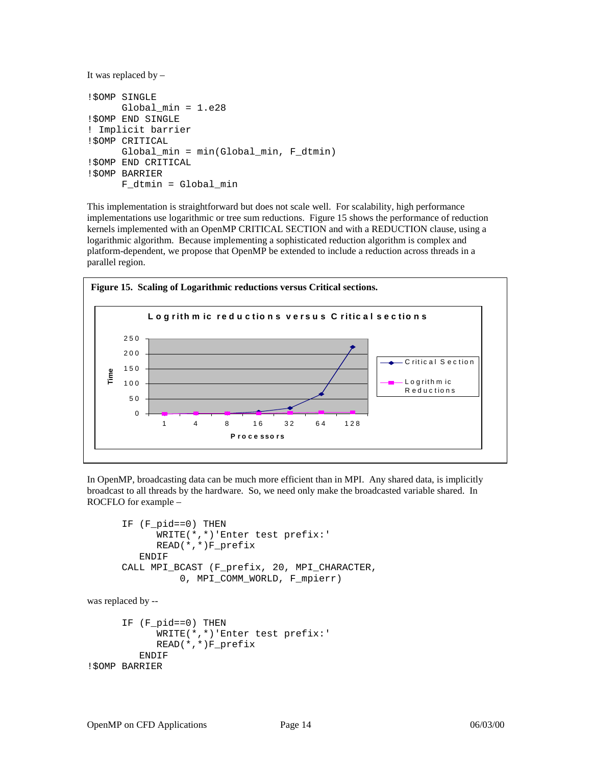It was replaced by –

```
!$OMP SINGLE
      Global_min = 1.e28
!$OMP END SINGLE
! Implicit barrier
!$OMP CRITICAL
      Global_min = min(Global_min, F_dtmin)
!$OMP END CRITICAL
!$OMP BARRIER
      F_dtmin = Global_min
```

This implementation is straightforward but does not scale well. For scalability, high performance implementations use logarithmic or tree sum reductions. Figure 15 shows the performance of reduction kernels implemented with an OpenMP CRITICAL SECTION and with a REDUCTION clause, using a logarithmic algorithm. Because implementing a sophisticated reduction algorithm is complex and platform-dependent, we propose that OpenMP be extended to include a reduction across threads in a parallel region.

**Figure 15. Scaling of Logarithmic reductions versus Critical sections.**

In OpenMP, broadcasting data can be much more efficient than in MPI. Any shared data, is implicitly broadcast to all threads by the hardware. So, we need only make the broadcasted variable shared. In ROCFLO for example –

```
      IF (F_pid==0) THEN
            WRITE(*,*)'Enter test prefix:'
            READ(*,*)F_prefix
         ENDIF
      CALL MPI_BCAST (F_prefix, 20, MPI_CHARACTER,
                0, MPI_COMM_WORLD, F_mpierr)
```

was replaced by --

```
      IF (F_pid==0) THEN
            WRITE(*,*)'Enter test prefix:'
            READ(*,*)F_prefix
         ENDIF
!$OMP BARRIER
```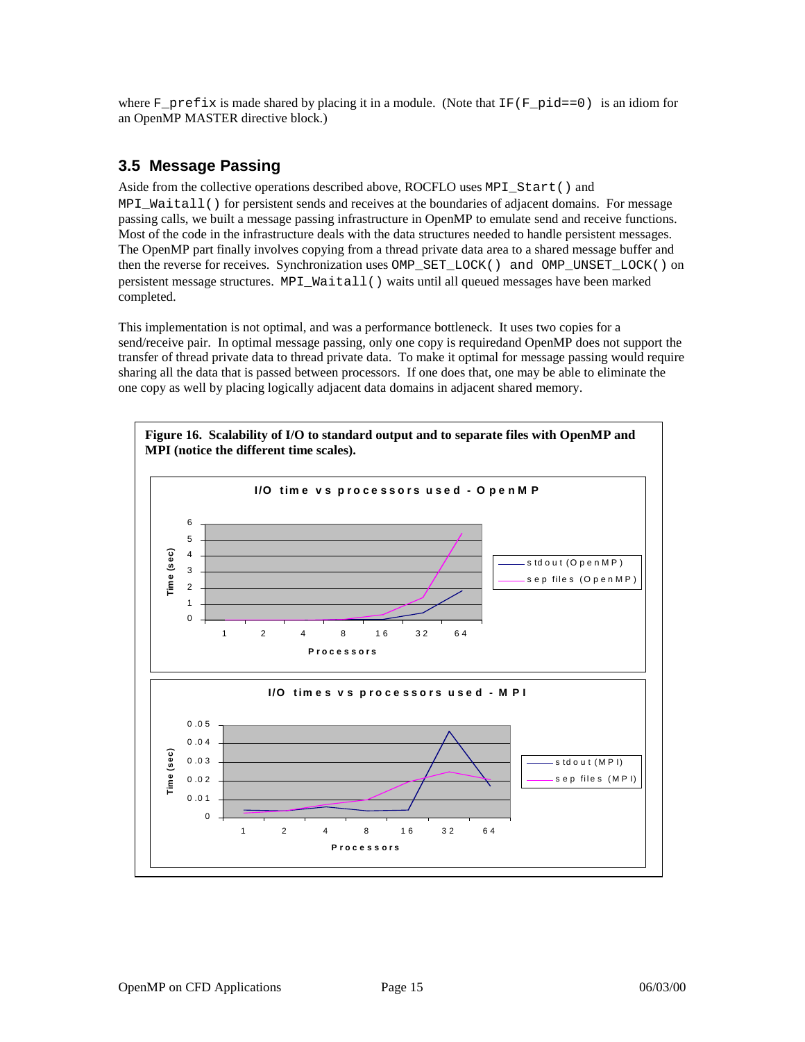where `F_prefix` is made shared by placing it in a module. (Note that `IF(F_pid==0)` is an idiom for an OpenMP MASTER directive block.)

## 3.5 Message Passing

Aside from the collective operations described above, ROCFLO uses `MPI_Start()` and `MPI_Waitall()` for persistent sends and receives at the boundaries of adjacent domains. For message passing calls, we built a message passing infrastructure in OpenMP to emulate send and receive functions. Most of the code in the infrastructure deals with the data structures needed to handle persistent messages. The OpenMP part finally involves copying from a thread private data area to a shared message buffer and then the reverse for receives. Synchronization uses `OMP_SET_LOCK() and OMP_UNSET_LOCK()` on persistent message structures. `MPI_Waitall()` waits until all queued messages have been marked completed.

This implementation is not optimal, and was a performance bottleneck. It uses two copies for a send/receive pair. In optimal message passing, only one copy is requiredand OpenMP does not support the transfer of thread private data to thread private data. To make it optimal for message passing would require sharing all the data that is passed between processors. If one does that, one may be able to eliminate the one copy as well by placing logically adjacent data domains in adjacent shared memory.

**Figure 16. Scalability of I/O to standard output and to separate files with OpenMP and MPI (notice the different time scales).**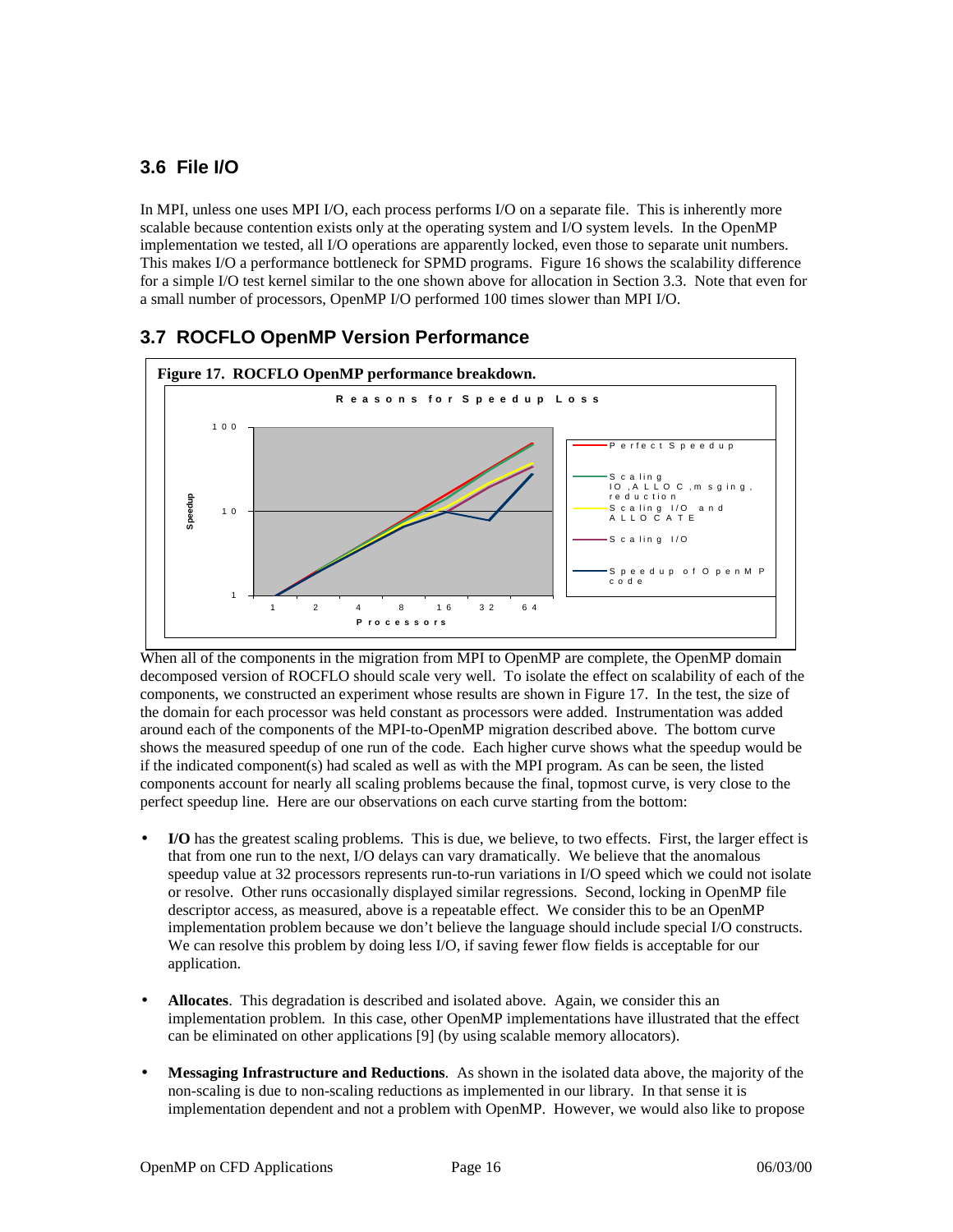## 3.6 File I/O

In MPI, unless one uses MPI I/O, each process performs I/O on a separate file. This is inherently more scalable because contention exists only at the operating system and I/O system levels. In the OpenMP implementation we tested, all I/O operations are apparently locked, even those to separate unit numbers. This makes I/O a performance bottleneck for SPMD programs. Figure 16 shows the scalability difference for a simple I/O test kernel similar to the one shown above for allocation in Section 3.3. Note that even for a small number of processors, OpenMP I/O performed 100 times slower than MPI I/O.

## 3.7 ROCFLO OpenMP Version Performance

**Figure 17. ROCFLO OpenMP performance breakdown.**

When all of the components in the migration from MPI to OpenMP are complete, the OpenMP domain decomposed version of ROCFLO should scale very well. To isolate the effect on scalability of each of the components, we constructed an experiment whose results are shown in Figure 17. In the test, the size of the domain for each processor was held constant as processors were added. Instrumentation was added around each of the components of the MPI-to-OpenMP migration described above. The bottom curve shows the measured speedup of one run of the code. Each higher curve shows what the speedup would be if the indicated component(s) had scaled as well as with the MPI program. As can be seen, the listed components account for nearly all scaling problems because the final, topmost curve, is very close to the perfect speedup line. Here are our observations on each curve starting from the bottom:

- **I/O** has the greatest scaling problems. This is due, we believe, to two effects. First, the larger effect is that from one run to the next, I/O delays can vary dramatically. We believe that the anomalous speedup value at 32 processors represents run-to-run variations in I/O speed which we could not isolate or resolve. Other runs occasionally displayed similar regressions. Second, locking in OpenMP file descriptor access, as measured, above is a repeatable effect. We consider this to be an OpenMP implementation problem because we don't believe the language should include special I/O constructs. We can resolve this problem by doing less I/O, if saving fewer flow fields is acceptable for our application.

- **Allocates**. This degradation is described and isolated above. Again, we consider this an implementation problem. In this case, other OpenMP implementations have illustrated that the effect can be eliminated on other applications [9] (by using scalable memory allocators).

- **Messaging Infrastructure and Reductions**. As shown in the isolated data above, the majority of the non-scaling is due to non-scaling reductions as implemented in our library. In that sense it is implementation dependent and not a problem with OpenMP. However, we would also like to propose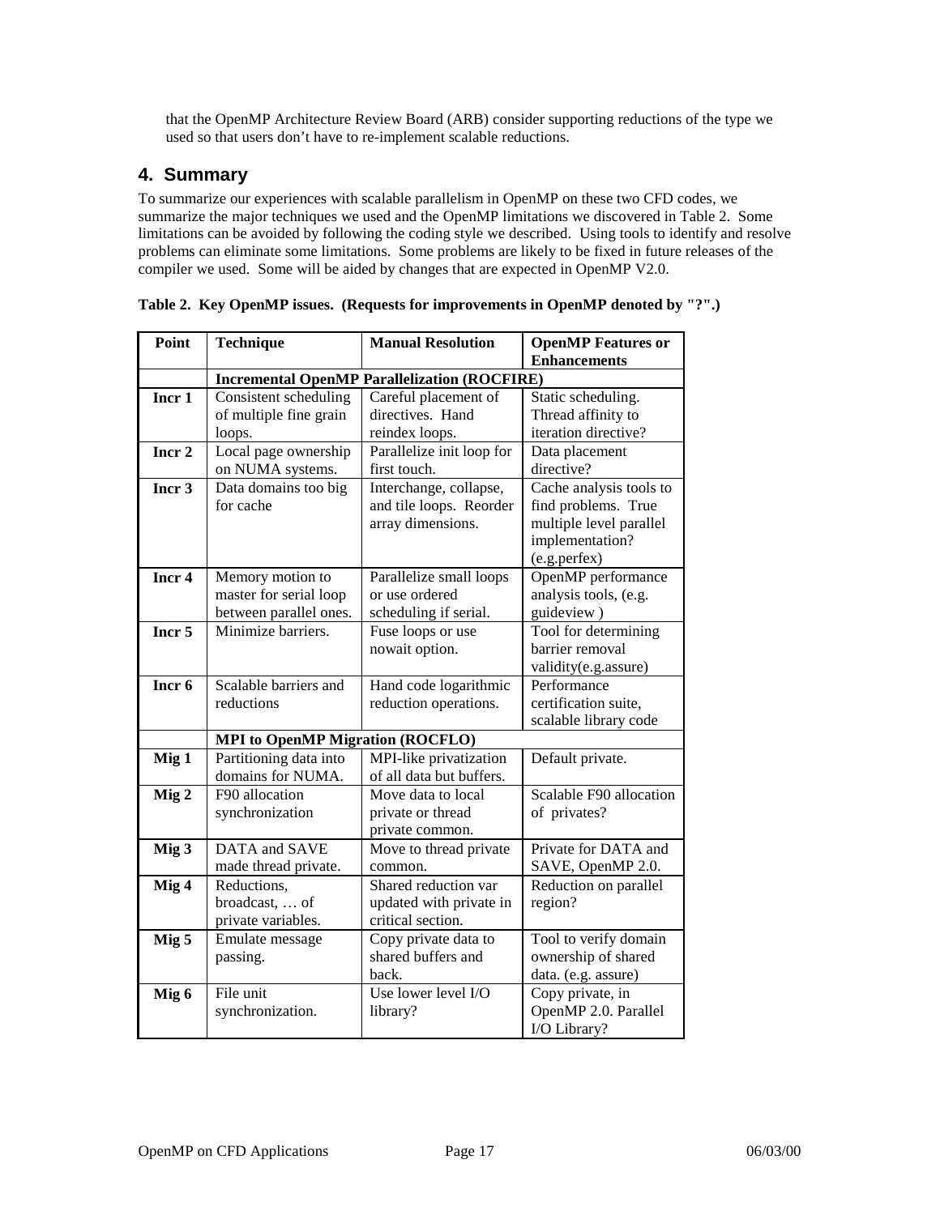that the OpenMP Architecture Review Board (ARB) consider supporting reductions of the type we used so that users don't have to re-implement scalable reductions.

## 4. Summary

To summarize our experiences with scalable parallelism in OpenMP on these two CFD codes, we summarize the major techniques we used and the OpenMP limitations we discovered in Table 2. Some limitations can be avoided by following the coding style we described. Using tools to identify and resolve problems can eliminate some limitations. Some problems are likely to be fixed in future releases of the compiler we used. Some will be aided by changes that are expected in OpenMP V2.0.

**Table 2. Key OpenMP issues. (Requests for improvements in OpenMP denoted by "?".)**

| Point | Technique | Manual Resolution | OpenMP Features or Enhancements |
|---|---|---|---|
| | **Incremental OpenMP Parallelization (ROCFIRE)** | | |
| **Incr 1** | Consistent scheduling of multiple fine grain loops. | Careful placement of directives. Hand reindex loops. | Static scheduling. Thread affinity to iteration directive? |
| **Incr 2** | Local page ownership on NUMA systems. | Parallelize init loop for first touch. | Data placement directive? |
| **Incr 3** | Data domains too big for cache | Interchange, collapse, and tile loops. Reorder array dimensions. | Cache analysis tools to find problems. True multiple level parallel implementation? (e.g.perfex) |
| **Incr 4** | Memory motion to master for serial loop between parallel ones. | Parallelize small loops or use ordered scheduling if serial. | OpenMP performance analysis tools, (e.g. guideview ) |
| **Incr 5** | Minimize barriers. | Fuse loops or use nowait option. | Tool for determining barrier removal validity(e.g.assure) |
| **Incr 6** | Scalable barriers and reductions | Hand code logarithmic reduction operations. | Performance certification suite, scalable library code |
| | **MPI to OpenMP Migration (ROCFLO)** | | |
| **Mig 1** | Partitioning data into domains for NUMA. | MPI-like privatization of all data but buffers. | Default private. |
| **Mig 2** | F90 allocation synchronization | Move data to local private or thread private common. | Scalable F90 allocation of privates? |
| **Mig 3** | DATA and SAVE made thread private. | Move to thread private common. | Private for DATA and SAVE, OpenMP 2.0. |
| **Mig 4** | Reductions, broadcast, … of private variables. | Shared reduction var updated with private in critical section. | Reduction on parallel region? |
| **Mig 5** | Emulate message passing. | Copy private data to shared buffers and back. | Tool to verify domain ownership of shared data. (e.g. assure) |
| **Mig 6** | File unit synchronization. | Use lower level I/O library? | Copy private, in OpenMP 2.0. Parallel I/O Library? |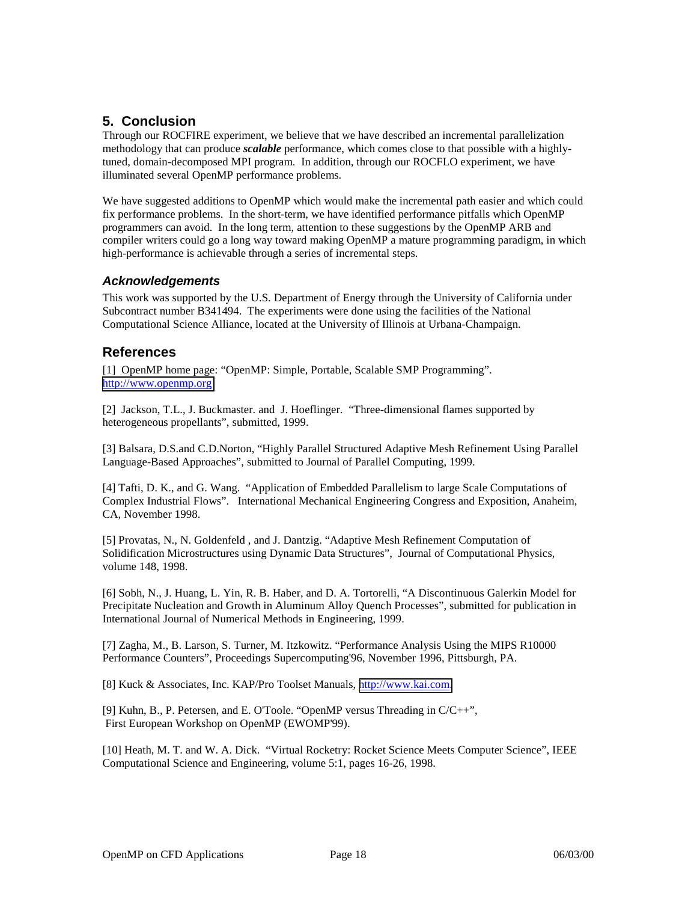## 5. Conclusion

Through our ROCFIRE experiment, we believe that we have described an incremental parallelization methodology that can produce ***scalable*** performance, which comes close to that possible with a highly-tuned, domain-decomposed MPI program. In addition, through our ROCFLO experiment, we have illuminated several OpenMP performance problems.

We have suggested additions to OpenMP which would make the incremental path easier and which could fix performance problems. In the short-term, we have identified performance pitfalls which OpenMP programmers can avoid. In the long term, attention to these suggestions by the OpenMP ARB and compiler writers could go a long way toward making OpenMP a mature programming paradigm, in which high-performance is achievable through a series of incremental steps.

### *Acknowledgements*

This work was supported by the U.S. Department of Energy through the University of California under Subcontract number B341494. The experiments were done using the facilities of the National Computational Science Alliance, located at the University of Illinois at Urbana-Champaign.

## References

[1] OpenMP home page: "OpenMP: Simple, Portable, Scalable SMP Programming". http://www.openmp.org

[2] Jackson, T.L., J. Buckmaster. and J. Hoeflinger. "Three-dimensional flames supported by heterogeneous propellants", submitted, 1999.

[3] Balsara, D.S.and C.D.Norton, "Highly Parallel Structured Adaptive Mesh Refinement Using Parallel Language-Based Approaches", submitted to Journal of Parallel Computing, 1999.

[4] Tafti, D. K., and G. Wang. "Application of Embedded Parallelism to large Scale Computations of Complex Industrial Flows". International Mechanical Engineering Congress and Exposition, Anaheim, CA, November 1998.

[5] Provatas, N., N. Goldenfeld , and J. Dantzig. "Adaptive Mesh Refinement Computation of Solidification Microstructures using Dynamic Data Structures", Journal of Computational Physics, volume 148, 1998.

[6] Sobh, N., J. Huang, L. Yin, R. B. Haber, and D. A. Tortorelli, "A Discontinuous Galerkin Model for Precipitate Nucleation and Growth in Aluminum Alloy Quench Processes", submitted for publication in International Journal of Numerical Methods in Engineering, 1999.

[7] Zagha, M., B. Larson, S. Turner, M. Itzkowitz. "Performance Analysis Using the MIPS R10000 Performance Counters", Proceedings Supercomputing'96, November 1996, Pittsburgh, PA.

[8] Kuck & Associates, Inc. KAP/Pro Toolset Manuals, http://www.kai.com.

[9] Kuhn, B., P. Petersen, and E. O'Toole. "OpenMP versus Threading in C/C++", First European Workshop on OpenMP (EWOMP'99).

[10] Heath, M. T. and W. A. Dick. "Virtual Rocketry: Rocket Science Meets Computer Science", IEEE Computational Science and Engineering, volume 5:1, pages 16-26, 1998.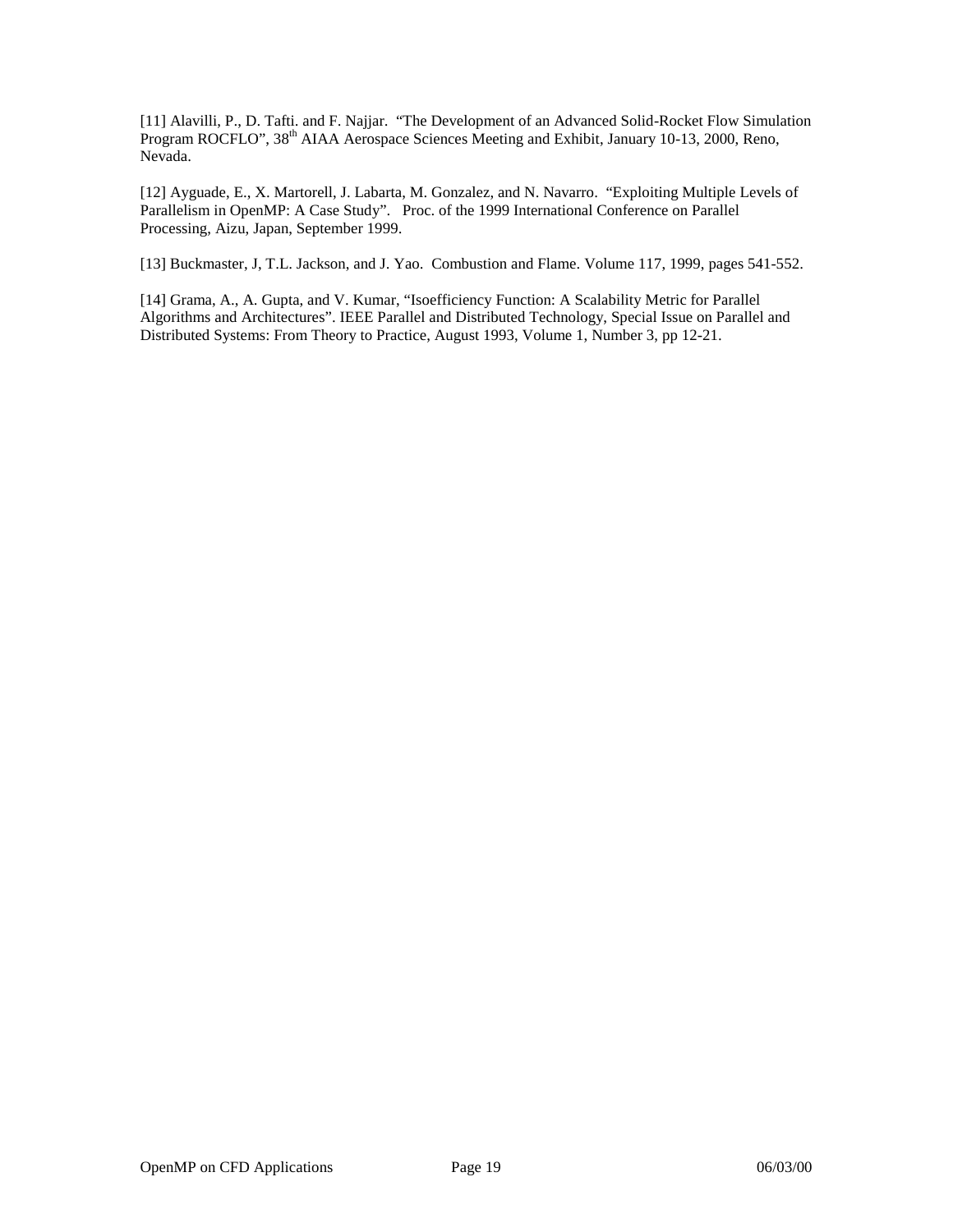[11] Alavilli, P., D. Tafti. and F. Najjar. "The Development of an Advanced Solid-Rocket Flow Simulation Program ROCFLO", 38th AIAA Aerospace Sciences Meeting and Exhibit, January 10-13, 2000, Reno, Nevada.

[12] Ayguade, E., X. Martorell, J. Labarta, M. Gonzalez, and N. Navarro. "Exploiting Multiple Levels of Parallelism in OpenMP: A Case Study". Proc. of the 1999 International Conference on Parallel Processing, Aizu, Japan, September 1999.

[13] Buckmaster, J, T.L. Jackson, and J. Yao. Combustion and Flame. Volume 117, 1999, pages 541-552.

[14] Grama, A., A. Gupta, and V. Kumar, "Isoefficiency Function: A Scalability Metric for Parallel Algorithms and Architectures". IEEE Parallel and Distributed Technology, Special Issue on Parallel and Distributed Systems: From Theory to Practice, August 1993, Volume 1, Number 3, pp 12-21.